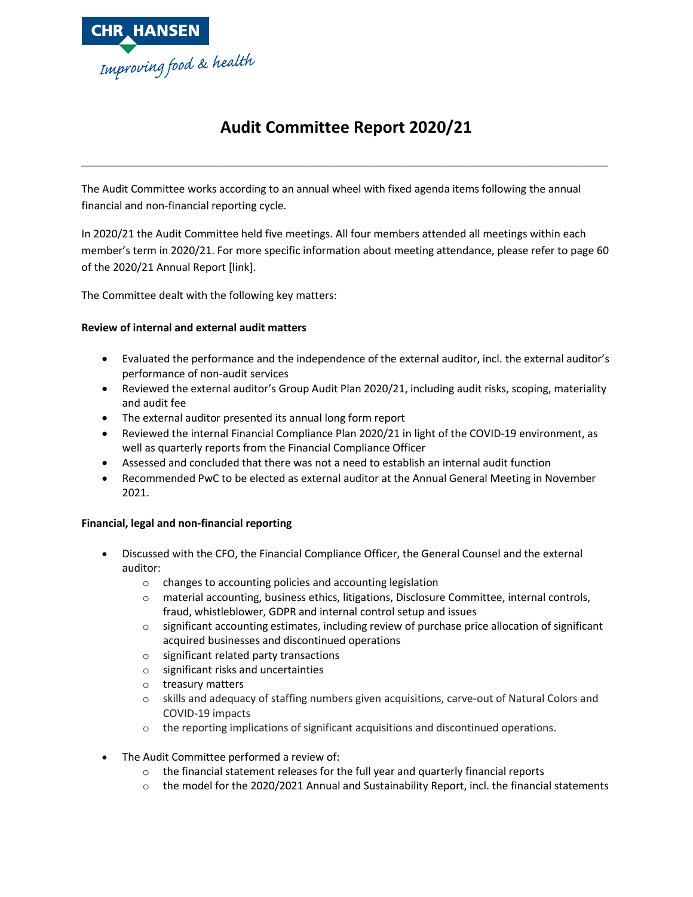CHR HANSEN

*Improving food & health*

# Audit Committee Report 2020/21

---

The Audit Committee works according to an annual wheel with fixed agenda items following the annual financial and non-financial reporting cycle.

In 2020/21 the Audit Committee held five meetings. All four members attended all meetings within each member's term in 2020/21. For more specific information about meeting attendance, please refer to page 60 of the 2020/21 Annual Report [link].

The Committee dealt with the following key matters:

**Review of internal and external audit matters**

- Evaluated the performance and the independence of the external auditor, incl. the external auditor's performance of non-audit services
- Reviewed the external auditor's Group Audit Plan 2020/21, including audit risks, scoping, materiality and audit fee
- The external auditor presented its annual long form report
- Reviewed the internal Financial Compliance Plan 2020/21 in light of the COVID-19 environment, as well as quarterly reports from the Financial Compliance Officer
- Assessed and concluded that there was not a need to establish an internal audit function
- Recommended PwC to be elected as external auditor at the Annual General Meeting in November 2021.

**Financial, legal and non-financial reporting**

- Discussed with the CFO, the Financial Compliance Officer, the General Counsel and the external auditor:
  - changes to accounting policies and accounting legislation
  - material accounting, business ethics, litigations, Disclosure Committee, internal controls, fraud, whistleblower, GDPR and internal control setup and issues
  - significant accounting estimates, including review of purchase price allocation of significant acquired businesses and discontinued operations
  - significant related party transactions
  - significant risks and uncertainties
  - treasury matters
  - skills and adequacy of staffing numbers given acquisitions, carve-out of Natural Colors and COVID-19 impacts
  - the reporting implications of significant acquisitions and discontinued operations.

- The Audit Committee performed a review of:
  - the financial statement releases for the full year and quarterly financial reports
  - the model for the 2020/2021 Annual and Sustainability Report, incl. the financial statements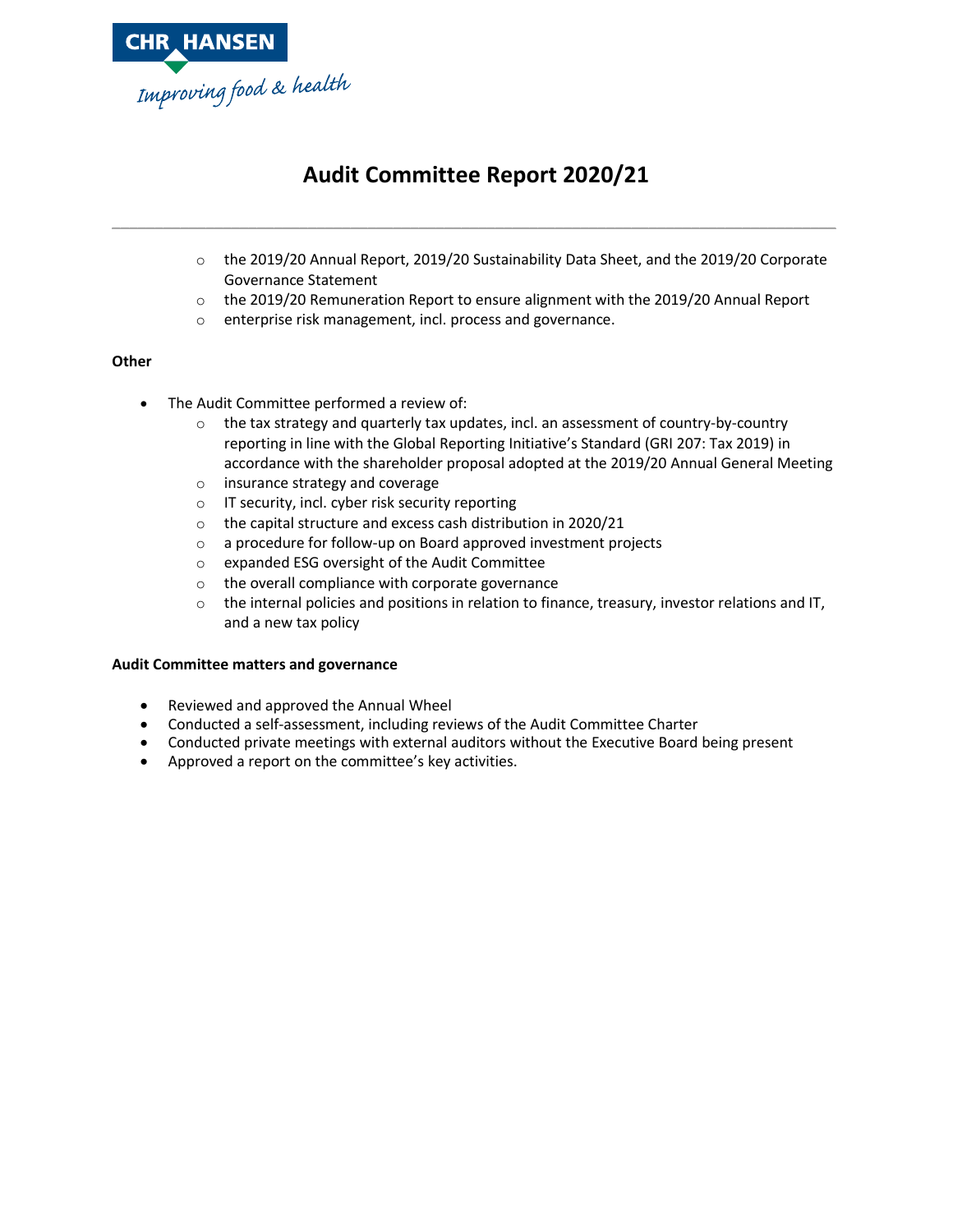# Audit Committee Report 2020/21

  - the 2019/20 Annual Report, 2019/20 Sustainability Data Sheet, and the 2019/20 Corporate Governance Statement
  - the 2019/20 Remuneration Report to ensure alignment with the 2019/20 Annual Report
  - enterprise risk management, incl. process and governance.

**Other**

- The Audit Committee performed a review of:
  - the tax strategy and quarterly tax updates, incl. an assessment of country-by-country reporting in line with the Global Reporting Initiative's Standard (GRI 207: Tax 2019) in accordance with the shareholder proposal adopted at the 2019/20 Annual General Meeting
  - insurance strategy and coverage
  - IT security, incl. cyber risk security reporting
  - the capital structure and excess cash distribution in 2020/21
  - a procedure for follow-up on Board approved investment projects
  - expanded ESG oversight of the Audit Committee
  - the overall compliance with corporate governance
  - the internal policies and positions in relation to finance, treasury, investor relations and IT, and a new tax policy

**Audit Committee matters and governance**

- Reviewed and approved the Annual Wheel
- Conducted a self-assessment, including reviews of the Audit Committee Charter
- Conducted private meetings with external auditors without the Executive Board being present
- Approved a report on the committee's key activities.